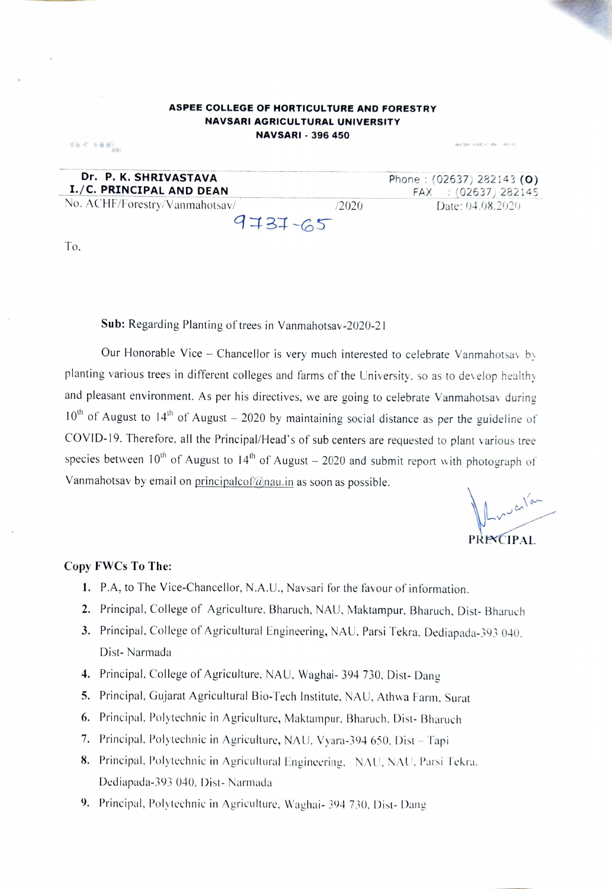**ASPEE COLLEGE OF HORTICULTURE AND FORESTRY**
**NAVSARI AGRICULTURAL UNIVERSITY**
**NAVSARI - 396 450**

| **Dr. P. K. SHRIVASTAVA** | Phone : (02637) 282143 **(O)** |
|---|---|
| **I./C. PRINCIPAL AND DEAN** | FAX : (02637) 282145 |
| No. ACHF/Forestry/Vanmahotsav/ 9737-65 /2020 | Date: 04.08.2020 |

To,

**Sub:** Regarding Planting of trees in Vanmahotsav-2020-21

Our Honorable Vice – Chancellor is very much interested to celebrate Vanmahotsav by planting various trees in different colleges and farms of the University, so as to develop healthy and pleasant environment. As per his directives, we are going to celebrate Vanmahotsav during 10th of August to 14th of August – 2020 by maintaining social distance as per the guideline of COVID-19. Therefore, all the Principal/Head's of sub centers are requested to plant various tree species between 10th of August to 14th of August – 2020 and submit report with photograph of Vanmahotsav by email on principalcof@nau.in as soon as possible.

PRINCIPAL

**Copy FWCs To The:**

1. P.A, to The Vice-Chancellor, N.A.U., Navsari for the favour of information.
2. Principal, College of Agriculture, Bharuch, NAU, Maktampur, Bharuch, Dist- Bharuch
3. Principal, College of Agricultural Engineering, NAU, Parsi Tekra, Dediapada-393 040, Dist- Narmada
4. Principal, College of Agriculture, NAU, Waghai- 394 730, Dist- Dang
5. Principal, Gujarat Agricultural Bio-Tech Institute, NAU, Athwa Farm, Surat
6. Principal, Polytechnic in Agriculture, Maktampur, Bharuch, Dist- Bharuch
7. Principal, Polytechnic in Agriculture, NAU, Vyara-394 650, Dist – Tapi
8. Principal, Polytechnic in Agricultural Engineering, NAU, NAU, Parsi Tekra, Dediapada-393 040, Dist- Narmada
9. Principal, Polytechnic in Agriculture, Waghai- 394 730, Dist- Dang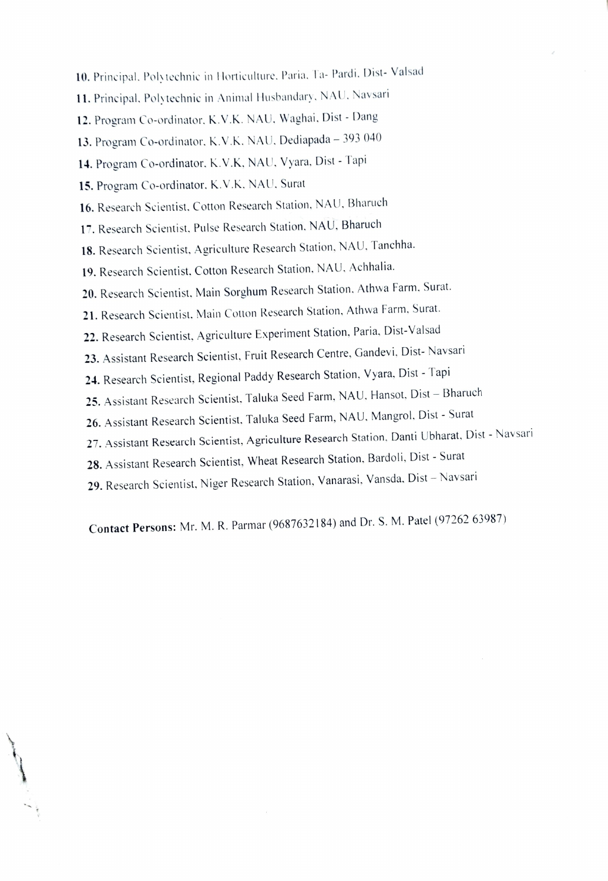10. Principal, Polytechnic in Horticulture, Paria, Ta- Pardi, Dist- Valsad
11. Principal, Polytechnic in Animal Husbandary, NAU, Navsari
12. Program Co-ordinator, K.V.K. NAU, Waghai, Dist - Dang
13. Program Co-ordinator, K.V.K. NAU, Dediapada – 393 040
14. Program Co-ordinator, K.V.K, NAU, Vyara, Dist - Tapi
15. Program Co-ordinator, K.V.K. NAU, Surat
16. Research Scientist, Cotton Research Station, NAU, Bharuch
17. Research Scientist, Pulse Research Station, NAU, Bharuch
18. Research Scientist, Agriculture Research Station, NAU, Tanchha.
19. Research Scientist, Cotton Research Station, NAU, Achhalia.
20. Research Scientist, Main Sorghum Research Station, Athwa Farm, Surat.
21. Research Scientist, Main Cotton Research Station, Athwa Farm, Surat.
22. Research Scientist, Agriculture Experiment Station, Paria, Dist-Valsad
23. Assistant Research Scientist, Fruit Research Centre, Gandevi, Dist- Navsari
24. Research Scientist, Regional Paddy Research Station, Vyara, Dist - Tapi
25. Assistant Research Scientist, Taluka Seed Farm, NAU, Hansot, Dist – Bharuch
26. Assistant Research Scientist, Taluka Seed Farm, NAU, Mangrol, Dist - Surat
27. Assistant Research Scientist, Agriculture Research Station, Danti Ubharat, Dist - Navsari
28. Assistant Research Scientist, Wheat Research Station, Bardoli, Dist - Surat
29. Research Scientist, Niger Research Station, Vanarasi, Vansda, Dist – Navsari

**Contact Persons:** Mr. M. R. Parmar (9687632184) and Dr. S. M. Patel (97262 63987)